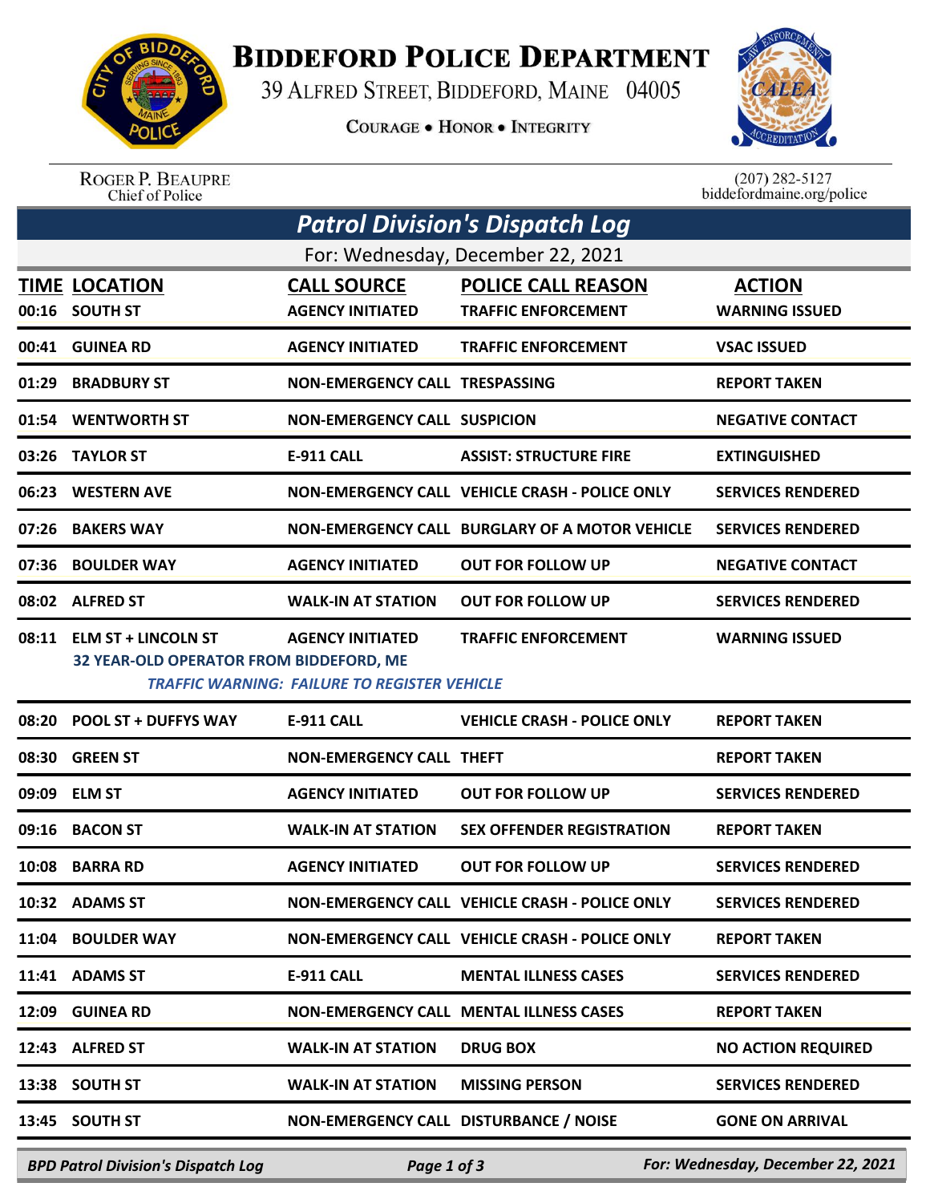# BIDDEFORD POLICE DEPARTMENT

39 ALFRED STREET, BIDDEFORD, MAINE 04005

COURAGE • HONOR • INTEGRITY

ROGER P. BEAUPRE
Chief of Police

(207) 282-5127
biddefordmaine.org/police

## Patrol Division's Dispatch Log

For: Wednesday, December 22, 2021

| TIME | LOCATION | CALL SOURCE | POLICE CALL REASON | ACTION |
|---|---|---|---|---|
| 00:16 | SOUTH ST | AGENCY INITIATED | TRAFFIC ENFORCEMENT | WARNING ISSUED |
| 00:41 | GUINEA RD | AGENCY INITIATED | TRAFFIC ENFORCEMENT | VSAC ISSUED |
| 01:29 | BRADBURY ST | NON-EMERGENCY CALL | TRESPASSING | REPORT TAKEN |
| 01:54 | WENTWORTH ST | NON-EMERGENCY CALL | SUSPICION | NEGATIVE CONTACT |
| 03:26 | TAYLOR ST | E-911 CALL | ASSIST: STRUCTURE FIRE | EXTINGUISHED |
| 06:23 | WESTERN AVE | NON-EMERGENCY CALL | VEHICLE CRASH - POLICE ONLY | SERVICES RENDERED |
| 07:26 | BAKERS WAY | NON-EMERGENCY CALL | BURGLARY OF A MOTOR VEHICLE | SERVICES RENDERED |
| 07:36 | BOULDER WAY | AGENCY INITIATED | OUT FOR FOLLOW UP | NEGATIVE CONTACT |
| 08:02 | ALFRED ST | WALK-IN AT STATION | OUT FOR FOLLOW UP | SERVICES RENDERED |
| 08:11 | ELM ST + LINCOLN ST<br>32 YEAR-OLD OPERATOR FROM BIDDEFORD, ME<br>*TRAFFIC WARNING: FAILURE TO REGISTER VEHICLE* | AGENCY INITIATED | TRAFFIC ENFORCEMENT | WARNING ISSUED |
| 08:20 | POOL ST + DUFFYS WAY | E-911 CALL | VEHICLE CRASH - POLICE ONLY | REPORT TAKEN |
| 08:30 | GREEN ST | NON-EMERGENCY CALL | THEFT | REPORT TAKEN |
| 09:09 | ELM ST | AGENCY INITIATED | OUT FOR FOLLOW UP | SERVICES RENDERED |
| 09:16 | BACON ST | WALK-IN AT STATION | SEX OFFENDER REGISTRATION | REPORT TAKEN |
| 10:08 | BARRA RD | AGENCY INITIATED | OUT FOR FOLLOW UP | SERVICES RENDERED |
| 10:32 | ADAMS ST | NON-EMERGENCY CALL | VEHICLE CRASH - POLICE ONLY | SERVICES RENDERED |
| 11:04 | BOULDER WAY | NON-EMERGENCY CALL | VEHICLE CRASH - POLICE ONLY | REPORT TAKEN |
| 11:41 | ADAMS ST | E-911 CALL | MENTAL ILLNESS CASES | SERVICES RENDERED |
| 12:09 | GUINEA RD | NON-EMERGENCY CALL | MENTAL ILLNESS CASES | REPORT TAKEN |
| 12:43 | ALFRED ST | WALK-IN AT STATION | DRUG BOX | NO ACTION REQUIRED |
| 13:38 | SOUTH ST | WALK-IN AT STATION | MISSING PERSON | SERVICES RENDERED |
| 13:45 | SOUTH ST | NON-EMERGENCY CALL | DISTURBANCE / NOISE | GONE ON ARRIVAL |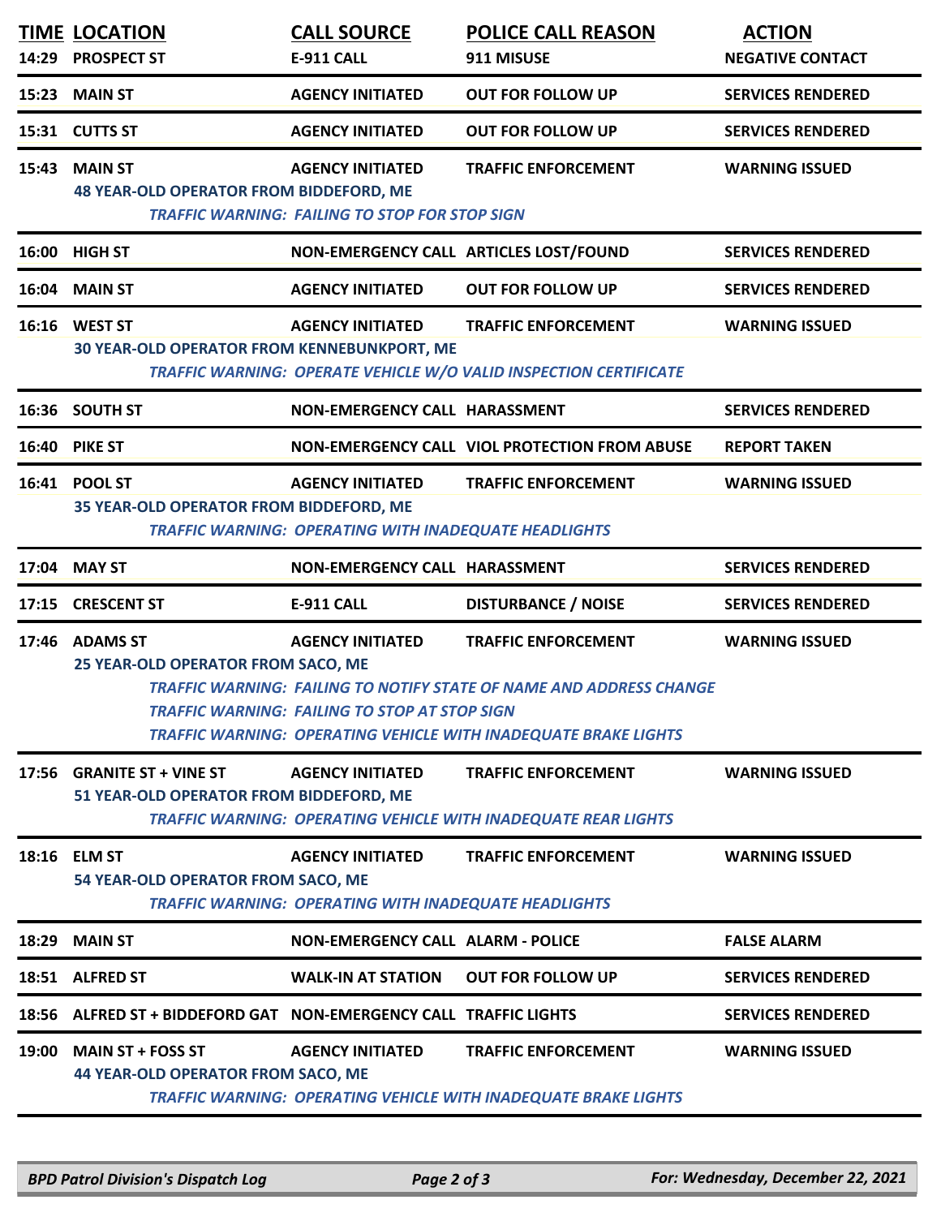| TIME | LOCATION | CALL SOURCE | POLICE CALL REASON | ACTION |
|---|---|---|---|---|
| 14:29 | PROSPECT ST | E-911 CALL | 911 MISUSE | NEGATIVE CONTACT |
| 15:23 | MAIN ST | AGENCY INITIATED | OUT FOR FOLLOW UP | SERVICES RENDERED |
| 15:31 | CUTTS ST | AGENCY INITIATED | OUT FOR FOLLOW UP | SERVICES RENDERED |
| 15:43 | MAIN ST<br>48 YEAR-OLD OPERATOR FROM BIDDEFORD, ME<br>*TRAFFIC WARNING: FAILING TO STOP FOR STOP SIGN* | AGENCY INITIATED | TRAFFIC ENFORCEMENT | WARNING ISSUED |
| 16:00 | HIGH ST | NON-EMERGENCY CALL | ARTICLES LOST/FOUND | SERVICES RENDERED |
| 16:04 | MAIN ST | AGENCY INITIATED | OUT FOR FOLLOW UP | SERVICES RENDERED |
| 16:16 | WEST ST<br>30 YEAR-OLD OPERATOR FROM KENNEBUNKPORT, ME<br>*TRAFFIC WARNING: OPERATE VEHICLE W/O VALID INSPECTION CERTIFICATE* | AGENCY INITIATED | TRAFFIC ENFORCEMENT | WARNING ISSUED |
| 16:36 | SOUTH ST | NON-EMERGENCY CALL | HARASSMENT | SERVICES RENDERED |
| 16:40 | PIKE ST | NON-EMERGENCY CALL | VIOL PROTECTION FROM ABUSE | REPORT TAKEN |
| 16:41 | POOL ST<br>35 YEAR-OLD OPERATOR FROM BIDDEFORD, ME<br>*TRAFFIC WARNING: OPERATING WITH INADEQUATE HEADLIGHTS* | AGENCY INITIATED | TRAFFIC ENFORCEMENT | WARNING ISSUED |
| 17:04 | MAY ST | NON-EMERGENCY CALL | HARASSMENT | SERVICES RENDERED |
| 17:15 | CRESCENT ST | E-911 CALL | DISTURBANCE / NOISE | SERVICES RENDERED |
| 17:46 | ADAMS ST<br>25 YEAR-OLD OPERATOR FROM SACO, ME<br>*TRAFFIC WARNING: FAILING TO NOTIFY STATE OF NAME AND ADDRESS CHANGE*<br>*TRAFFIC WARNING: FAILING TO STOP AT STOP SIGN*<br>*TRAFFIC WARNING: OPERATING VEHICLE WITH INADEQUATE BRAKE LIGHTS* | AGENCY INITIATED | TRAFFIC ENFORCEMENT | WARNING ISSUED |
| 17:56 | GRANITE ST + VINE ST<br>51 YEAR-OLD OPERATOR FROM BIDDEFORD, ME<br>*TRAFFIC WARNING: OPERATING VEHICLE WITH INADEQUATE REAR LIGHTS* | AGENCY INITIATED | TRAFFIC ENFORCEMENT | WARNING ISSUED |
| 18:16 | ELM ST<br>54 YEAR-OLD OPERATOR FROM SACO, ME<br>*TRAFFIC WARNING: OPERATING WITH INADEQUATE HEADLIGHTS* | AGENCY INITIATED | TRAFFIC ENFORCEMENT | WARNING ISSUED |
| 18:29 | MAIN ST | NON-EMERGENCY CALL | ALARM - POLICE | FALSE ALARM |
| 18:51 | ALFRED ST | WALK-IN AT STATION | OUT FOR FOLLOW UP | SERVICES RENDERED |
| 18:56 | ALFRED ST + BIDDEFORD GAT | NON-EMERGENCY CALL | TRAFFIC LIGHTS | SERVICES RENDERED |
| 19:00 | MAIN ST + FOSS ST<br>44 YEAR-OLD OPERATOR FROM SACO, ME<br>*TRAFFIC WARNING: OPERATING VEHICLE WITH INADEQUATE BRAKE LIGHTS* | AGENCY INITIATED | TRAFFIC ENFORCEMENT | WARNING ISSUED |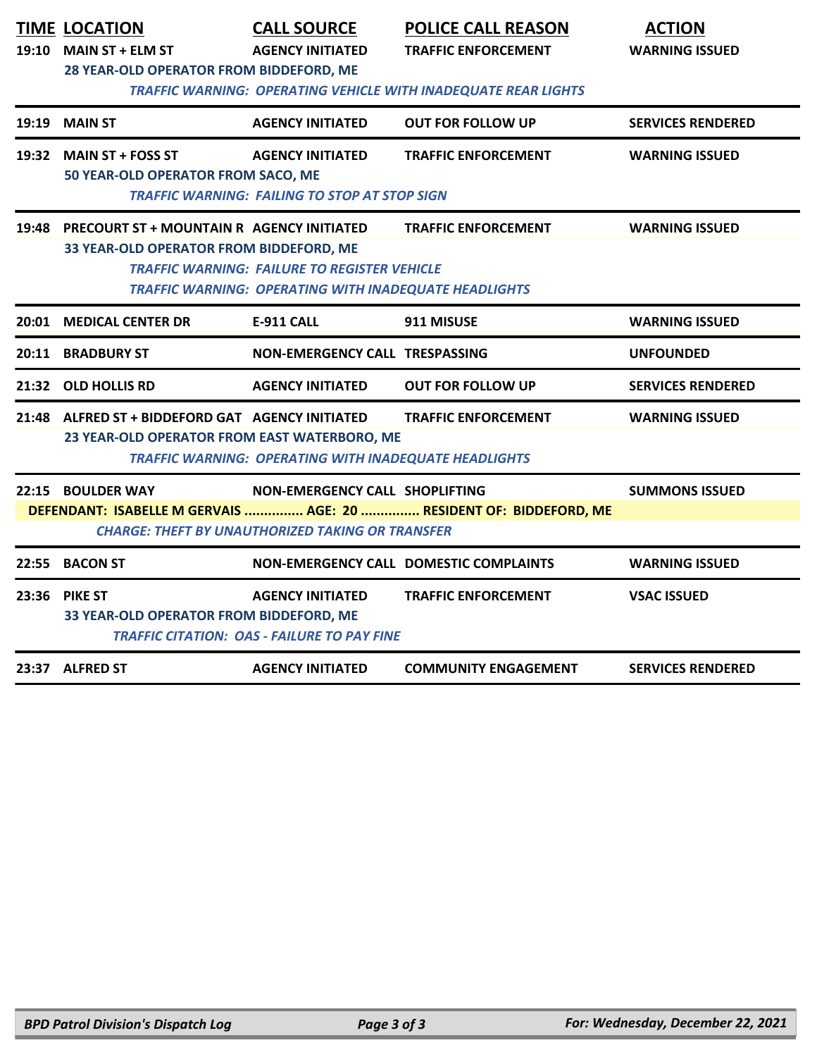| TIME | LOCATION | CALL SOURCE | POLICE CALL REASON | ACTION |
|---|---|---|---|---|
| 19:10 | MAIN ST + ELM ST | AGENCY INITIATED | TRAFFIC ENFORCEMENT | WARNING ISSUED |
| | 28 YEAR-OLD OPERATOR FROM BIDDEFORD, ME | | | |
| | *TRAFFIC WARNING: OPERATING VEHICLE WITH INADEQUATE REAR LIGHTS* | | | |
| 19:19 | MAIN ST | AGENCY INITIATED | OUT FOR FOLLOW UP | SERVICES RENDERED |
| 19:32 | MAIN ST + FOSS ST | AGENCY INITIATED | TRAFFIC ENFORCEMENT | WARNING ISSUED |
| | 50 YEAR-OLD OPERATOR FROM SACO, ME | | | |
| | *TRAFFIC WARNING: FAILING TO STOP AT STOP SIGN* | | | |
| 19:48 | PRECOURT ST + MOUNTAIN R | AGENCY INITIATED | TRAFFIC ENFORCEMENT | WARNING ISSUED |
| | 33 YEAR-OLD OPERATOR FROM BIDDEFORD, ME | | | |
| | *TRAFFIC WARNING: FAILURE TO REGISTER VEHICLE* | | | |
| | *TRAFFIC WARNING: OPERATING WITH INADEQUATE HEADLIGHTS* | | | |
| 20:01 | MEDICAL CENTER DR | E-911 CALL | 911 MISUSE | WARNING ISSUED |
| 20:11 | BRADBURY ST | NON-EMERGENCY CALL | TRESPASSING | UNFOUNDED |
| 21:32 | OLD HOLLIS RD | AGENCY INITIATED | OUT FOR FOLLOW UP | SERVICES RENDERED |
| 21:48 | ALFRED ST + BIDDEFORD GAT | AGENCY INITIATED | TRAFFIC ENFORCEMENT | WARNING ISSUED |
| | 23 YEAR-OLD OPERATOR FROM EAST WATERBORO, ME | | | |
| | *TRAFFIC WARNING: OPERATING WITH INADEQUATE HEADLIGHTS* | | | |
| 22:15 | BOULDER WAY | NON-EMERGENCY CALL | SHOPLIFTING | SUMMONS ISSUED |
| | DEFENDANT: ISABELLE M GERVAIS ............... AGE: 20 ............... RESIDENT OF: BIDDEFORD, ME | | | |
| | *CHARGE: THEFT BY UNAUTHORIZED TAKING OR TRANSFER* | | | |
| 22:55 | BACON ST | NON-EMERGENCY CALL | DOMESTIC COMPLAINTS | WARNING ISSUED |
| 23:36 | PIKE ST | AGENCY INITIATED | TRAFFIC ENFORCEMENT | VSAC ISSUED |
| | 33 YEAR-OLD OPERATOR FROM BIDDEFORD, ME | | | |
| | *TRAFFIC CITATION: OAS - FAILURE TO PAY FINE* | | | |
| 23:37 | ALFRED ST | AGENCY INITIATED | COMMUNITY ENGAGEMENT | SERVICES RENDERED |